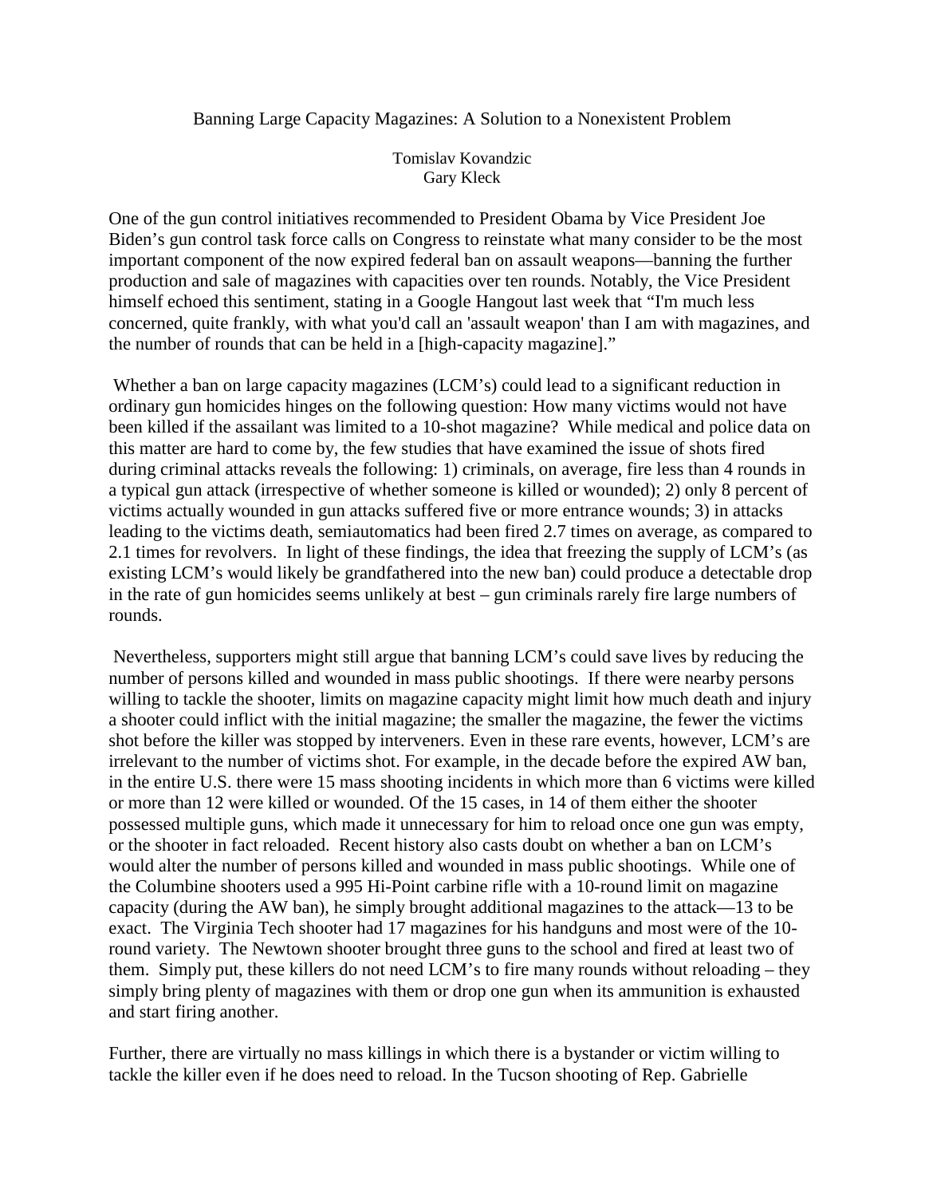# Banning Large Capacity Magazines: A Solution to a Nonexistent Problem

Tomislav Kovandzic
Gary Kleck

One of the gun control initiatives recommended to President Obama by Vice President Joe Biden's gun control task force calls on Congress to reinstate what many consider to be the most important component of the now expired federal ban on assault weapons—banning the further production and sale of magazines with capacities over ten rounds. Notably, the Vice President himself echoed this sentiment, stating in a Google Hangout last week that "I'm much less concerned, quite frankly, with what you'd call an 'assault weapon' than I am with magazines, and the number of rounds that can be held in a [high-capacity magazine]."

Whether a ban on large capacity magazines (LCM's) could lead to a significant reduction in ordinary gun homicides hinges on the following question: How many victims would not have been killed if the assailant was limited to a 10-shot magazine? While medical and police data on this matter are hard to come by, the few studies that have examined the issue of shots fired during criminal attacks reveals the following: 1) criminals, on average, fire less than 4 rounds in a typical gun attack (irrespective of whether someone is killed or wounded); 2) only 8 percent of victims actually wounded in gun attacks suffered five or more entrance wounds; 3) in attacks leading to the victims death, semiautomatics had been fired 2.7 times on average, as compared to 2.1 times for revolvers. In light of these findings, the idea that freezing the supply of LCM's (as existing LCM's would likely be grandfathered into the new ban) could produce a detectable drop in the rate of gun homicides seems unlikely at best – gun criminals rarely fire large numbers of rounds.

Nevertheless, supporters might still argue that banning LCM's could save lives by reducing the number of persons killed and wounded in mass public shootings. If there were nearby persons willing to tackle the shooter, limits on magazine capacity might limit how much death and injury a shooter could inflict with the initial magazine; the smaller the magazine, the fewer the victims shot before the killer was stopped by interveners. Even in these rare events, however, LCM's are irrelevant to the number of victims shot. For example, in the decade before the expired AW ban, in the entire U.S. there were 15 mass shooting incidents in which more than 6 victims were killed or more than 12 were killed or wounded. Of the 15 cases, in 14 of them either the shooter possessed multiple guns, which made it unnecessary for him to reload once one gun was empty, or the shooter in fact reloaded. Recent history also casts doubt on whether a ban on LCM's would alter the number of persons killed and wounded in mass public shootings. While one of the Columbine shooters used a 995 Hi-Point carbine rifle with a 10-round limit on magazine capacity (during the AW ban), he simply brought additional magazines to the attack—13 to be exact. The Virginia Tech shooter had 17 magazines for his handguns and most were of the 10-round variety. The Newtown shooter brought three guns to the school and fired at least two of them. Simply put, these killers do not need LCM's to fire many rounds without reloading – they simply bring plenty of magazines with them or drop one gun when its ammunition is exhausted and start firing another.

Further, there are virtually no mass killings in which there is a bystander or victim willing to tackle the killer even if he does need to reload. In the Tucson shooting of Rep. Gabrielle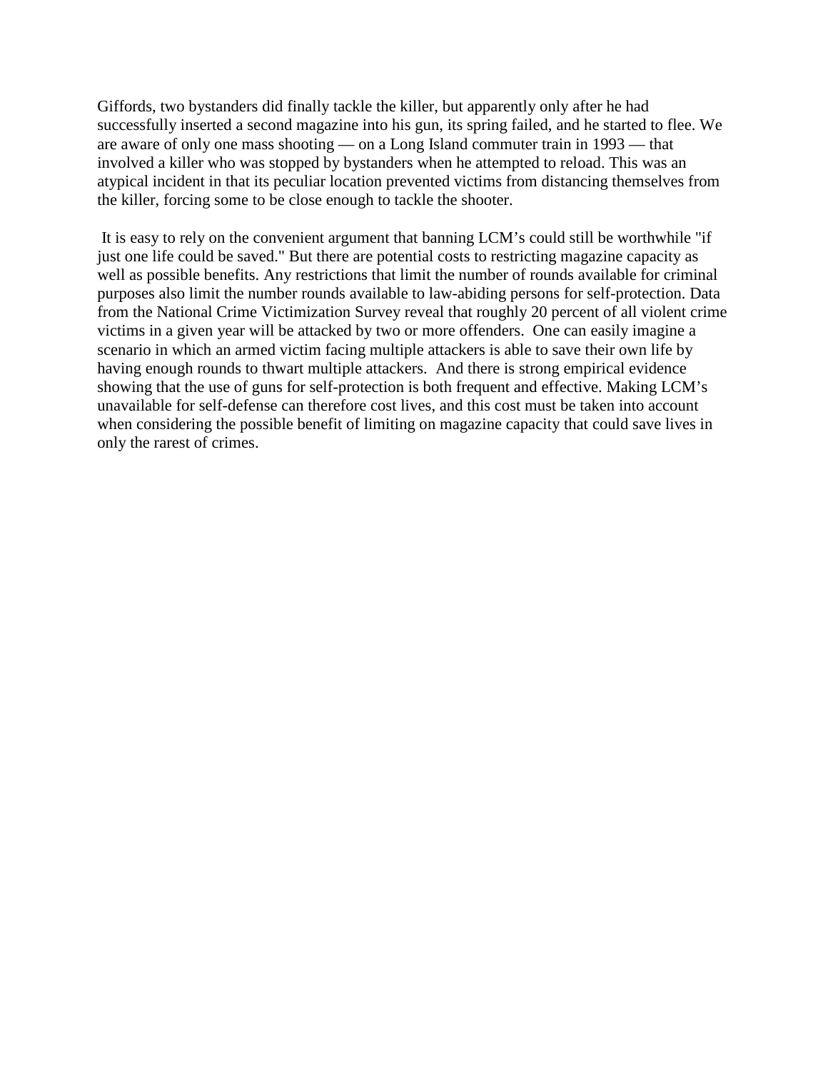Giffords, two bystanders did finally tackle the killer, but apparently only after he had successfully inserted a second magazine into his gun, its spring failed, and he started to flee. We are aware of only one mass shooting — on a Long Island commuter train in 1993 — that involved a killer who was stopped by bystanders when he attempted to reload. This was an atypical incident in that its peculiar location prevented victims from distancing themselves from the killer, forcing some to be close enough to tackle the shooter.

It is easy to rely on the convenient argument that banning LCM's could still be worthwhile "if just one life could be saved." But there are potential costs to restricting magazine capacity as well as possible benefits. Any restrictions that limit the number of rounds available for criminal purposes also limit the number rounds available to law-abiding persons for self-protection. Data from the National Crime Victimization Survey reveal that roughly 20 percent of all violent crime victims in a given year will be attacked by two or more offenders. One can easily imagine a scenario in which an armed victim facing multiple attackers is able to save their own life by having enough rounds to thwart multiple attackers. And there is strong empirical evidence showing that the use of guns for self-protection is both frequent and effective. Making LCM's unavailable for self-defense can therefore cost lives, and this cost must be taken into account when considering the possible benefit of limiting on magazine capacity that could save lives in only the rarest of crimes.